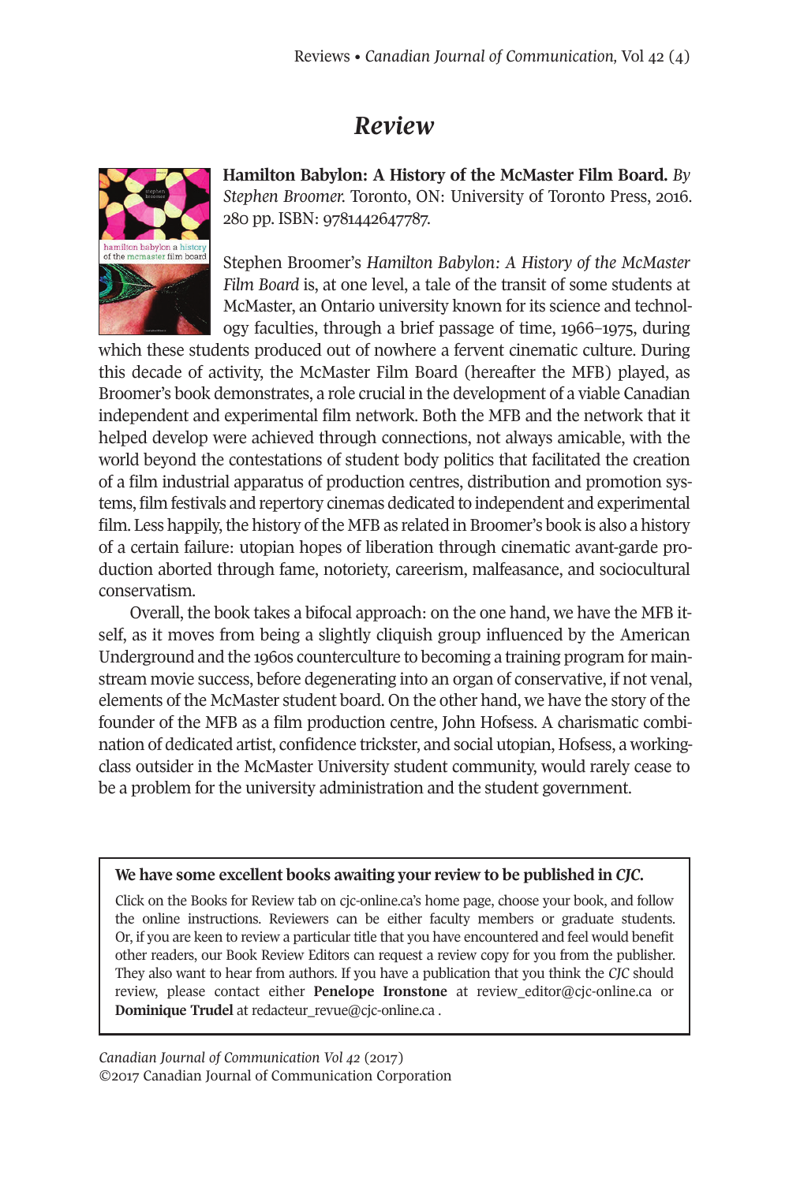# *Review*

**Hamilton Babylon: A History of the McMaster Film Board.** *By Stephen Broomer.* Toronto, ON: University of Toronto Press, 2016. 280 pp. ISBN: 9781442647787.

Stephen Broomer's *Hamilton Babylon: A History of the McMaster Film Board* is, at one level, a tale of the transit of some students at McMaster, an Ontario university known for its science and technology faculties, through a brief passage of time, 1966–1975, during which these students produced out of nowhere a fervent cinematic culture. During this decade of activity, the McMaster Film Board (hereafter the MFB) played, as Broomer's book demonstrates, a role crucial in the development of a viable Canadian independent and experimental film network. Both the MFB and the network that it helped develop were achieved through connections, not always amicable, with the world beyond the contestations of student body politics that facilitated the creation of a film industrial apparatus of production centres, distribution and promotion systems, film festivals and repertory cinemas dedicated to independent and experimental film. Less happily, the history of the MFB as related in Broomer's book is also a history of a certain failure: utopian hopes of liberation through cinematic avant-garde production aborted through fame, notoriety, careerism, malfeasance, and sociocultural conservatism.

Overall, the book takes a bifocal approach: on the one hand, we have the MFB itself, as it moves from being a slightly cliquish group influenced by the American Underground and the 1960s counterculture to becoming a training program for mainstream movie success, before degenerating into an organ of conservative, if not venal, elements of the McMaster student board. On the other hand, we have the story of the founder of the MFB as a film production centre, John Hofsess. A charismatic combination of dedicated artist, confidence trickster, and social utopian, Hofsess, a working-class outsider in the McMaster University student community, would rarely cease to be a problem for the university administration and the student government.

**We have some excellent books awaiting your review to be published in *CJC*.**

Click on the Books for Review tab on cjc-online.ca's home page, choose your book, and follow the online instructions. Reviewers can be either faculty members or graduate students. Or, if you are keen to review a particular title that you have encountered and feel would benefit other readers, our Book Review Editors can request a review copy for you from the publisher. They also want to hear from authors. If you have a publication that you think the *CJC* should review, please contact either **Penelope Ironstone** at review_editor@cjc-online.ca or **Dominique Trudel** at redacteur_revue@cjc-online.ca .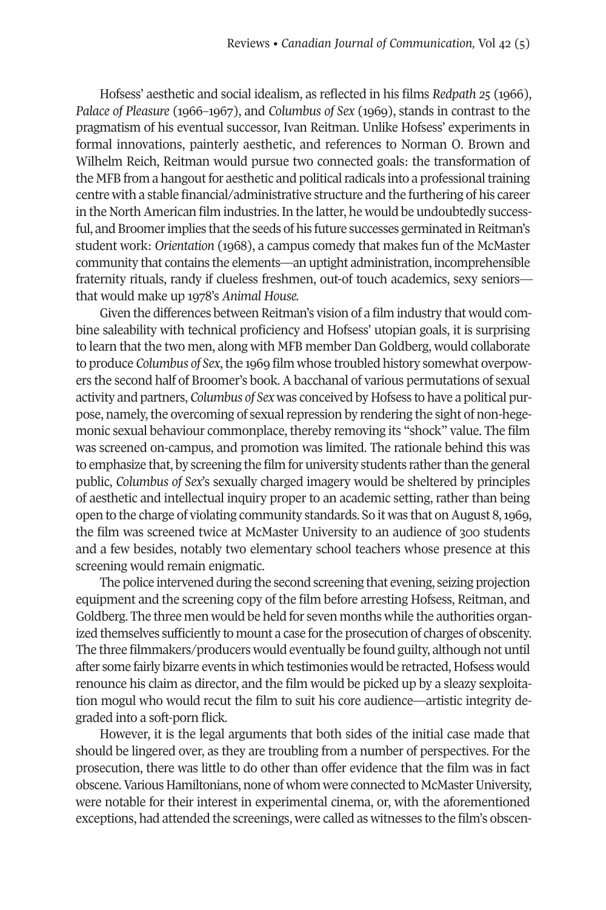Hofsess' aesthetic and social idealism, as reflected in his films *Redpath 25* (1966), *Palace of Pleasure* (1966–1967), and *Columbus of Sex* (1969), stands in contrast to the pragmatism of his eventual successor, Ivan Reitman. Unlike Hofsess' experiments in formal innovations, painterly aesthetic, and references to Norman O. Brown and Wilhelm Reich, Reitman would pursue two connected goals: the transformation of the MFB from a hangout for aesthetic and political radicals into a professional training centre with a stable financial/administrative structure and the furthering of his career in the North American film industries. In the latter, he would be undoubtedly successful, and Broomer implies that the seeds of his future successes germinated in Reitman's student work: *Orientation* (1968), a campus comedy that makes fun of the McMaster community that contains the elements—an uptight administration, incomprehensible fraternity rituals, randy if clueless freshmen, out-of touch academics, sexy seniors—that would make up 1978's *Animal House.*

Given the differences between Reitman's vision of a film industry that would combine saleability with technical proficiency and Hofsess' utopian goals, it is surprising to learn that the two men, along with MFB member Dan Goldberg, would collaborate to produce *Columbus of Sex*, the 1969 film whose troubled history somewhat overpowers the second half of Broomer's book. A bacchanal of various permutations of sexual activity and partners, *Columbus of Sex* was conceived by Hofsess to have a political purpose, namely, the overcoming of sexual repression by rendering the sight of non-hegemonic sexual behaviour commonplace, thereby removing its "shock" value. The film was screened on-campus, and promotion was limited. The rationale behind this was to emphasize that, by screening the film for university students rather than the general public, *Columbus of Sex*'s sexually charged imagery would be sheltered by principles of aesthetic and intellectual inquiry proper to an academic setting, rather than being open to the charge of violating community standards. So it was that on August 8, 1969, the film was screened twice at McMaster University to an audience of 300 students and a few besides, notably two elementary school teachers whose presence at this screening would remain enigmatic.

The police intervened during the second screening that evening, seizing projection equipment and the screening copy of the film before arresting Hofsess, Reitman, and Goldberg. The three men would be held for seven months while the authorities organized themselves sufficiently to mount a case for the prosecution of charges of obscenity. The three filmmakers/producers would eventually be found guilty, although not until after some fairly bizarre events in which testimonies would be retracted, Hofsess would renounce his claim as director, and the film would be picked up by a sleazy sexploitation mogul who would recut the film to suit his core audience—artistic integrity degraded into a soft-porn flick.

However, it is the legal arguments that both sides of the initial case made that should be lingered over, as they are troubling from a number of perspectives. For the prosecution, there was little to do other than offer evidence that the film was in fact obscene. Various Hamiltonians, none of whom were connected to McMaster University, were notable for their interest in experimental cinema, or, with the aforementioned exceptions, had attended the screenings, were called as witnesses to the film's obscen-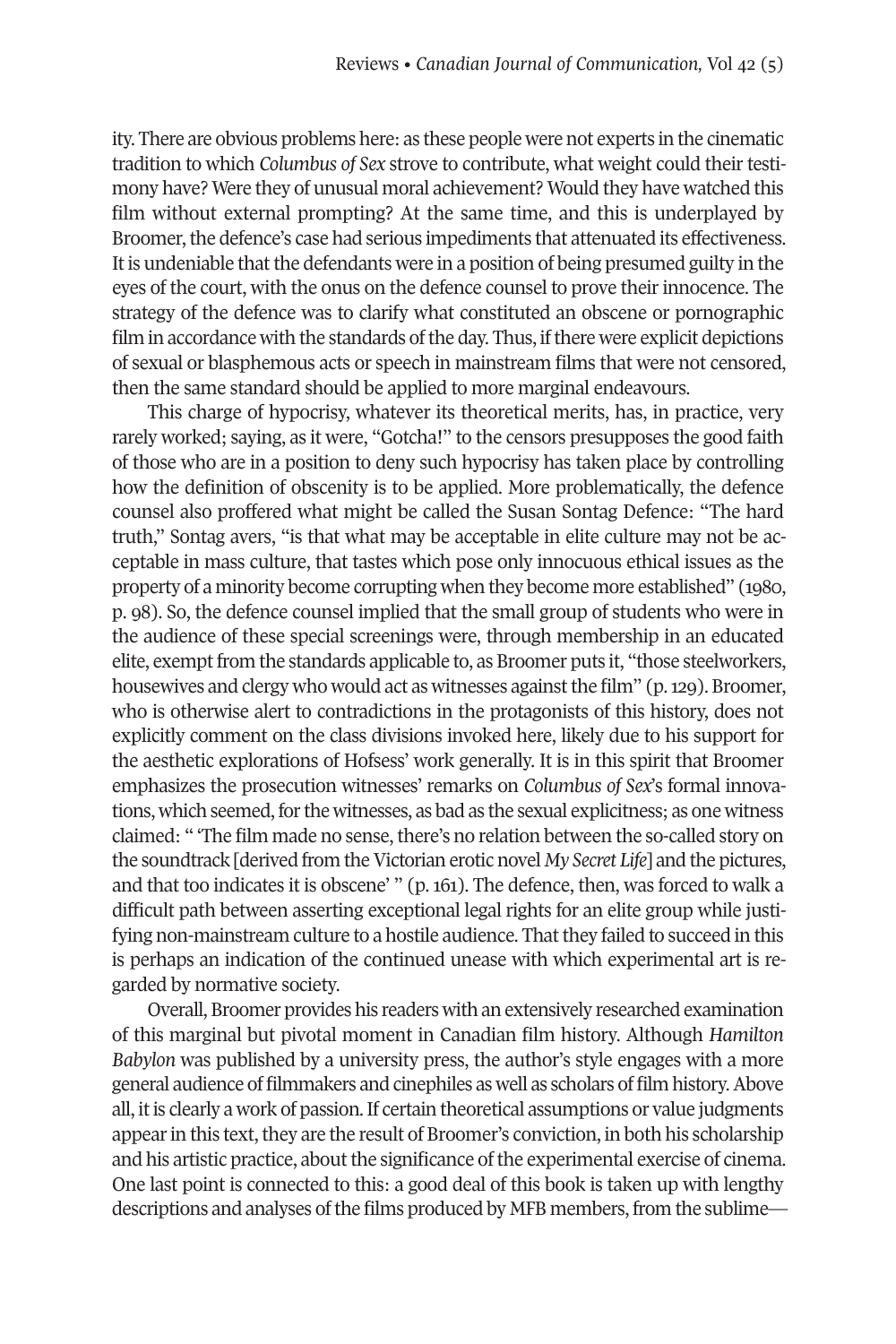ity. There are obvious problems here: as these people were not experts in the cinematic tradition to which *Columbus of Sex* strove to contribute, what weight could their testimony have? Were they of unusual moral achievement? Would they have watched this film without external prompting? At the same time, and this is underplayed by Broomer, the defence's case had serious impediments that attenuated its effectiveness. It is undeniable that the defendants were in a position of being presumed guilty in the eyes of the court, with the onus on the defence counsel to prove their innocence. The strategy of the defence was to clarify what constituted an obscene or pornographic film in accordance with the standards of the day. Thus, if there were explicit depictions of sexual or blasphemous acts or speech in mainstream films that were not censored, then the same standard should be applied to more marginal endeavours.

This charge of hypocrisy, whatever its theoretical merits, has, in practice, very rarely worked; saying, as it were, "Gotcha!" to the censors presupposes the good faith of those who are in a position to deny such hypocrisy has taken place by controlling how the definition of obscenity is to be applied. More problematically, the defence counsel also proffered what might be called the Susan Sontag Defence: "The hard truth," Sontag avers, "is that what may be acceptable in elite culture may not be acceptable in mass culture, that tastes which pose only innocuous ethical issues as the property of a minority become corrupting when they become more established" (1980, p. 98). So, the defence counsel implied that the small group of students who were in the audience of these special screenings were, through membership in an educated elite, exempt from the standards applicable to, as Broomer puts it, "those steelworkers, housewives and clergy who would act as witnesses against the film" (p. 129). Broomer, who is otherwise alert to contradictions in the protagonists of this history, does not explicitly comment on the class divisions invoked here, likely due to his support for the aesthetic explorations of Hofsess' work generally. It is in this spirit that Broomer emphasizes the prosecution witnesses' remarks on *Columbus of Sex*'s formal innovations, which seemed, for the witnesses, as bad as the sexual explicitness; as one witness claimed: " 'The film made no sense, there's no relation between the so-called story on the soundtrack [derived from the Victorian erotic novel *My Secret Life*] and the pictures, and that too indicates it is obscene' " (p. 161). The defence, then, was forced to walk a difficult path between asserting exceptional legal rights for an elite group while justifying non-mainstream culture to a hostile audience. That they failed to succeed in this is perhaps an indication of the continued unease with which experimental art is regarded by normative society.

Overall, Broomer provides his readers with an extensively researched examination of this marginal but pivotal moment in Canadian film history. Although *Hamilton Babylon* was published by a university press, the author's style engages with a more general audience of filmmakers and cinephiles as well as scholars of film history. Above all, it is clearly a work of passion. If certain theoretical assumptions or value judgments appear in this text, they are the result of Broomer's conviction, in both his scholarship and his artistic practice, about the significance of the experimental exercise of cinema. One last point is connected to this: a good deal of this book is taken up with lengthy descriptions and analyses of the films produced by MFB members, from the sublime—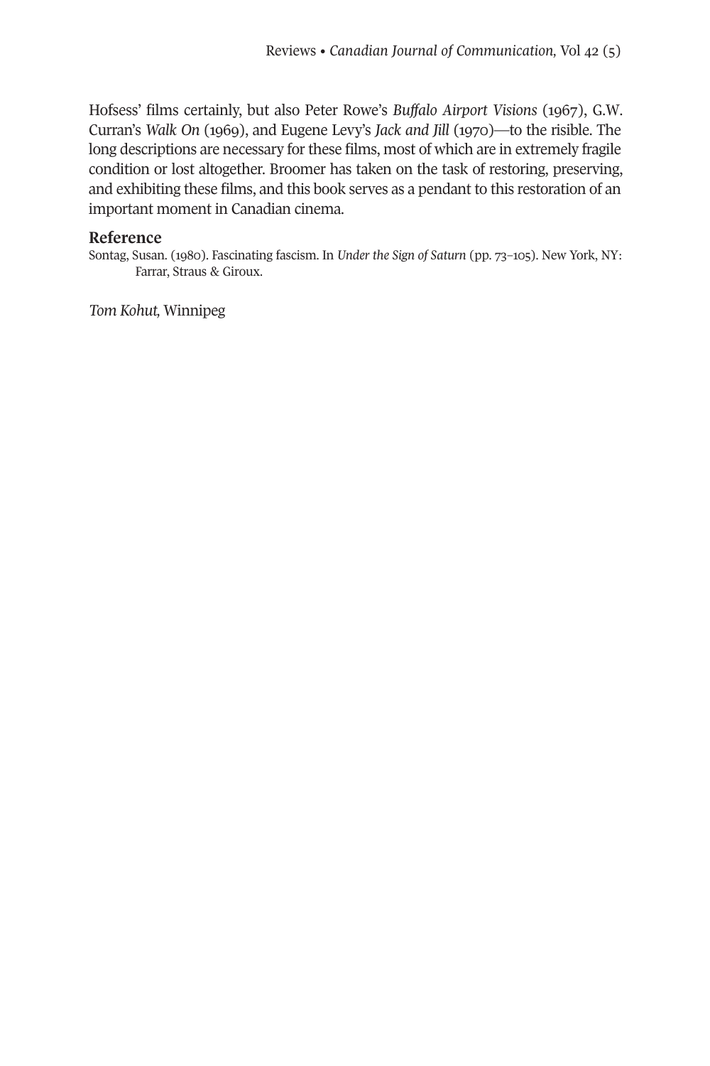Hofsess' films certainly, but also Peter Rowe's *Buffalo Airport Visions* (1967), G.W. Curran's *Walk On* (1969), and Eugene Levy's *Jack and Jill* (1970)—to the risible. The long descriptions are necessary for these films, most of which are in extremely fragile condition or lost altogether. Broomer has taken on the task of restoring, preserving, and exhibiting these films, and this book serves as a pendant to this restoration of an important moment in Canadian cinema.

## Reference

Sontag, Susan. (1980). Fascinating fascism. In *Under the Sign of Saturn* (pp. 73–105). New York, NY: Farrar, Straus & Giroux.

*Tom Kohut,* Winnipeg